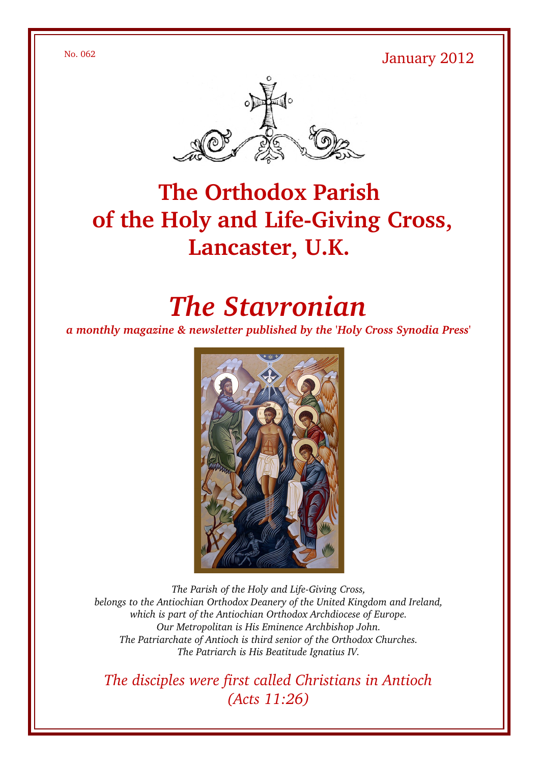No. 062

January 2012

# The Orthodox Parish of the Holy and Life-Giving Cross, Lancaster, U.K.

# *The Stavronian*

***a monthly magazine & newsletter published by the 'Holy Cross Synodia Press'***

*The Parish of the Holy and Life-Giving Cross,*
*belongs to the Antiochian Orthodox Deanery of the United Kingdom and Ireland,*
*which is part of the Antiochian Orthodox Archdiocese of Europe.*
*Our Metropolitan is His Eminence Archbishop John.*
*The Patriarchate of Antioch is third senior of the Orthodox Churches.*
*The Patriarch is His Beatitude Ignatius IV.*

*The disciples were first called Christians in Antioch*
*(Acts 11:26)*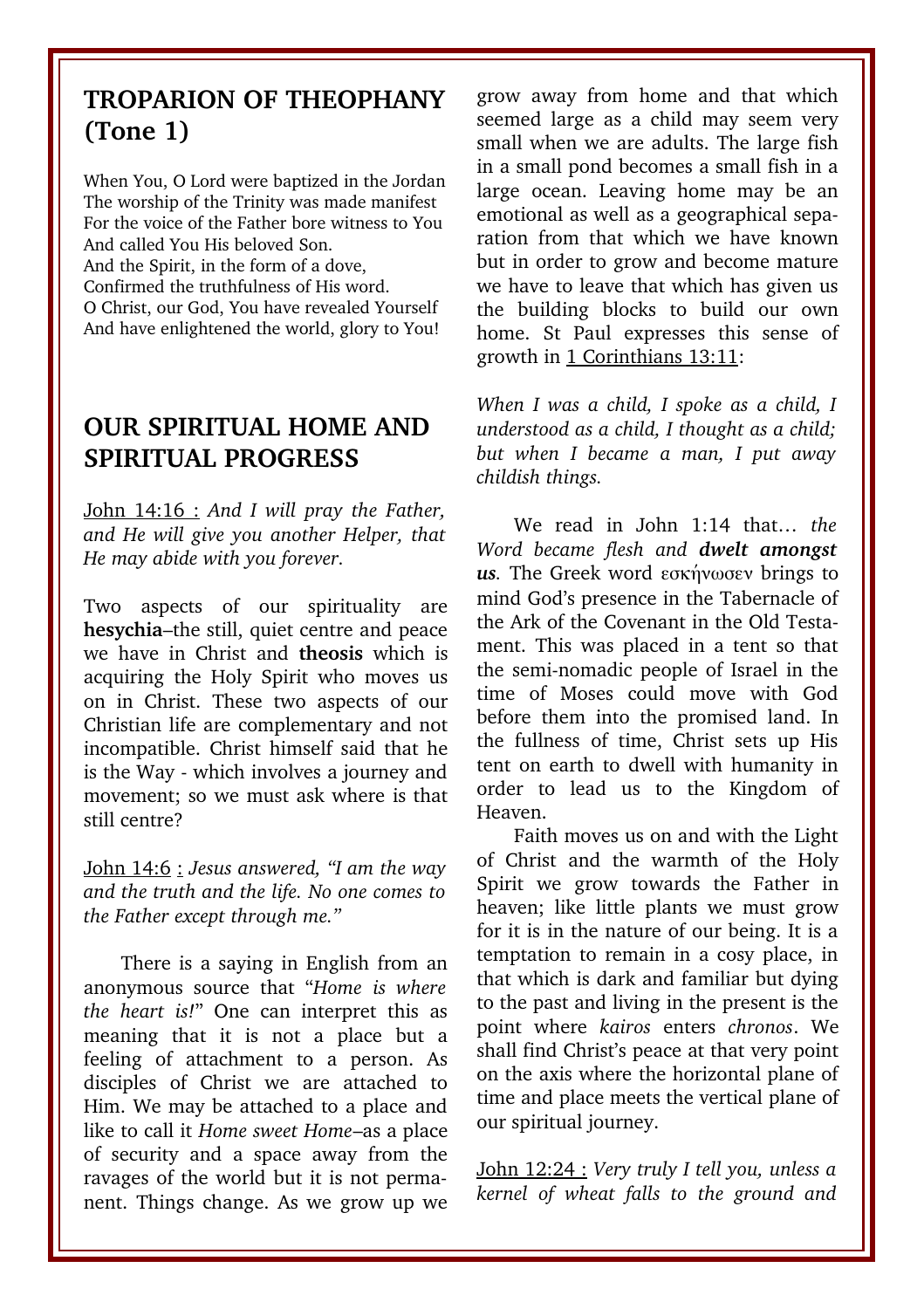## TROPARION OF THEOPHANY (Tone 1)

When You, O Lord were baptized in the Jordan
The worship of the Trinity was made manifest
For the voice of the Father bore witness to You
And called You His beloved Son.
And the Spirit, in the form of a dove,
Confirmed the truthfulness of His word.
O Christ, our God, You have revealed Yourself
And have enlightened the world, glory to You!

## OUR SPIRITUAL HOME AND SPIRITUAL PROGRESS

John 14:16 : *And I will pray the Father, and He will give you another Helper, that He may abide with you forever.*

Two aspects of our spirituality are **hesychia**–the still, quiet centre and peace we have in Christ and **theosis** which is acquiring the Holy Spirit who moves us on in Christ. These two aspects of our Christian life are complementary and not incompatible. Christ himself said that he is the Way - which involves a journey and movement; so we must ask where is that still centre?

John 14:6 : *Jesus answered, "I am the way and the truth and the life. No one comes to the Father except through me."*

There is a saying in English from an anonymous source that "*Home is where the heart is!*" One can interpret this as meaning that it is not a place but a feeling of attachment to a person. As disciples of Christ we are attached to Him. We may be attached to a place and like to call it *Home sweet Home*–as a place of security and a space away from the ravages of the world but it is not permanent. Things change. As we grow up we grow away from home and that which seemed large as a child may seem very small when we are adults. The large fish in a small pond becomes a small fish in a large ocean. Leaving home may be an emotional as well as a geographical separation from that which we have known but in order to grow and become mature we have to leave that which has given us the building blocks to build our own home. St Paul expresses this sense of growth in 1 Corinthians 13:11:

*When I was a child, I spoke as a child, I understood as a child, I thought as a child; but when I became a man, I put away childish things.*

We read in John 1:14 that… *the Word became flesh and **dwelt amongst us***. The Greek word εσκήνωσεν brings to mind God's presence in the Tabernacle of the Ark of the Covenant in the Old Testament. This was placed in a tent so that the semi-nomadic people of Israel in the time of Moses could move with God before them into the promised land. In the fullness of time, Christ sets up His tent on earth to dwell with humanity in order to lead us to the Kingdom of Heaven.

Faith moves us on and with the Light of Christ and the warmth of the Holy Spirit we grow towards the Father in heaven; like little plants we must grow for it is in the nature of our being. It is a temptation to remain in a cosy place, in that which is dark and familiar but dying to the past and living in the present is the point where *kairos* enters *chronos*. We shall find Christ's peace at that very point on the axis where the horizontal plane of time and place meets the vertical plane of our spiritual journey.

John 12:24 : *Very truly I tell you, unless a kernel of wheat falls to the ground and*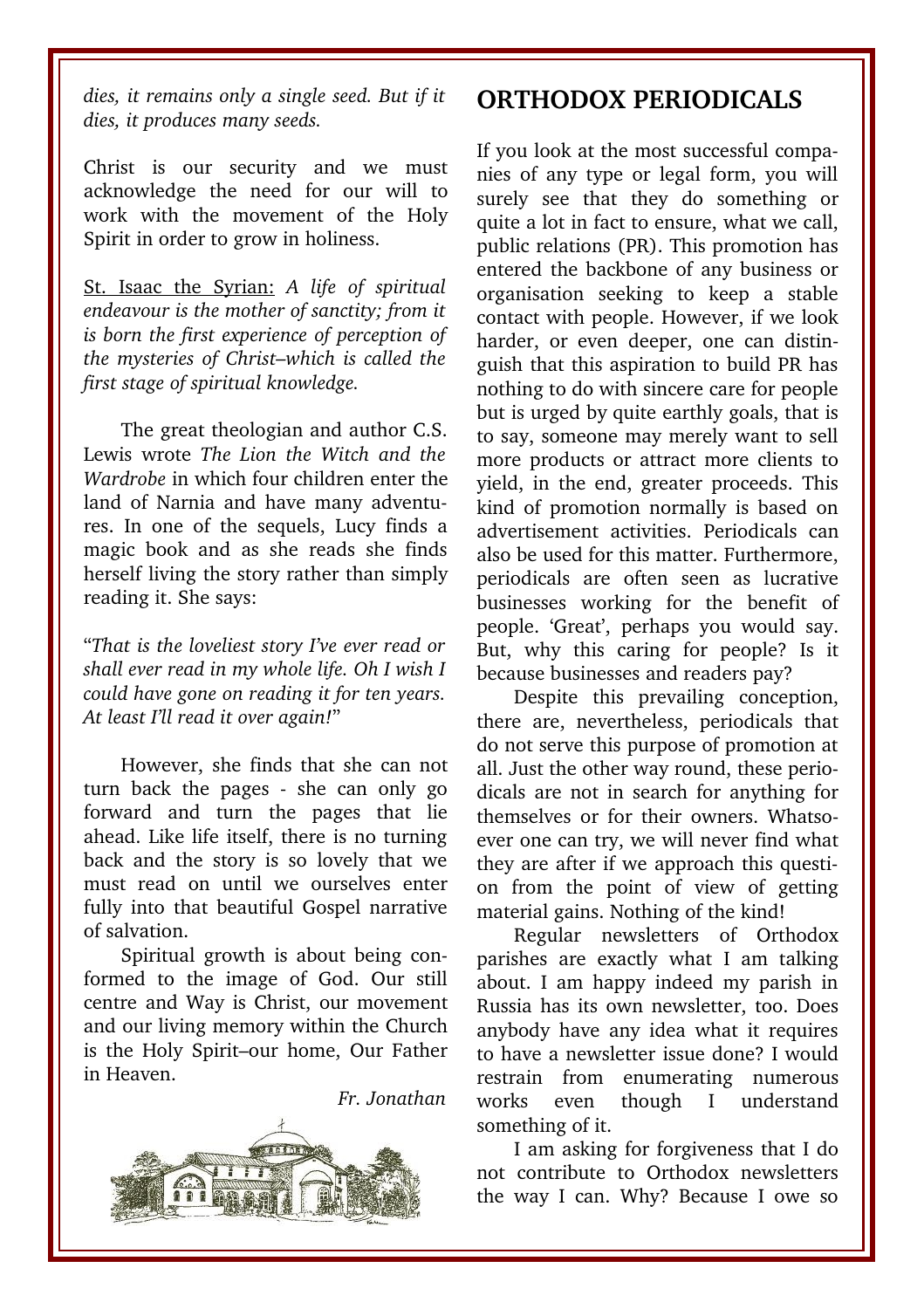*dies, it remains only a single seed. But if it dies, it produces many seeds.*

Christ is our security and we must acknowledge the need for our will to work with the movement of the Holy Spirit in order to grow in holiness.

St. Isaac the Syrian: *A life of spiritual endeavour is the mother of sanctity; from it is born the first experience of perception of the mysteries of Christ–which is called the first stage of spiritual knowledge.*

The great theologian and author C.S. Lewis wrote *The Lion the Witch and the Wardrobe* in which four children enter the land of Narnia and have many adventures. In one of the sequels, Lucy finds a magic book and as she reads she finds herself living the story rather than simply reading it. She says:

"*That is the loveliest story I've ever read or shall ever read in my whole life. Oh I wish I could have gone on reading it for ten years. At least I'll read it over again!*"

However, she finds that she can not turn back the pages - she can only go forward and turn the pages that lie ahead. Like life itself, there is no turning back and the story is so lovely that we must read on until we ourselves enter fully into that beautiful Gospel narrative of salvation.

Spiritual growth is about being conformed to the image of God. Our still centre and Way is Christ, our movement and our living memory within the Church is the Holy Spirit–our home, Our Father in Heaven.

*Fr. Jonathan*

## ORTHODOX PERIODICALS

If you look at the most successful companies of any type or legal form, you will surely see that they do something or quite a lot in fact to ensure, what we call, public relations (PR). This promotion has entered the backbone of any business or organisation seeking to keep a stable contact with people. However, if we look harder, or even deeper, one can distinguish that this aspiration to build PR has nothing to do with sincere care for people but is urged by quite earthly goals, that is to say, someone may merely want to sell more products or attract more clients to yield, in the end, greater proceeds. This kind of promotion normally is based on advertisement activities. Periodicals can also be used for this matter. Furthermore, periodicals are often seen as lucrative businesses working for the benefit of people. 'Great', perhaps you would say. But, why this caring for people? Is it because businesses and readers pay?

Despite this prevailing conception, there are, nevertheless, periodicals that do not serve this purpose of promotion at all. Just the other way round, these periodicals are not in search for anything for themselves or for their owners. Whatsoever one can try, we will never find what they are after if we approach this question from the point of view of getting material gains. Nothing of the kind!

Regular newsletters of Orthodox parishes are exactly what I am talking about. I am happy indeed my parish in Russia has its own newsletter, too. Does anybody have any idea what it requires to have a newsletter issue done? I would restrain from enumerating numerous works even though I understand something of it.

I am asking for forgiveness that I do not contribute to Orthodox newsletters the way I can. Why? Because I owe so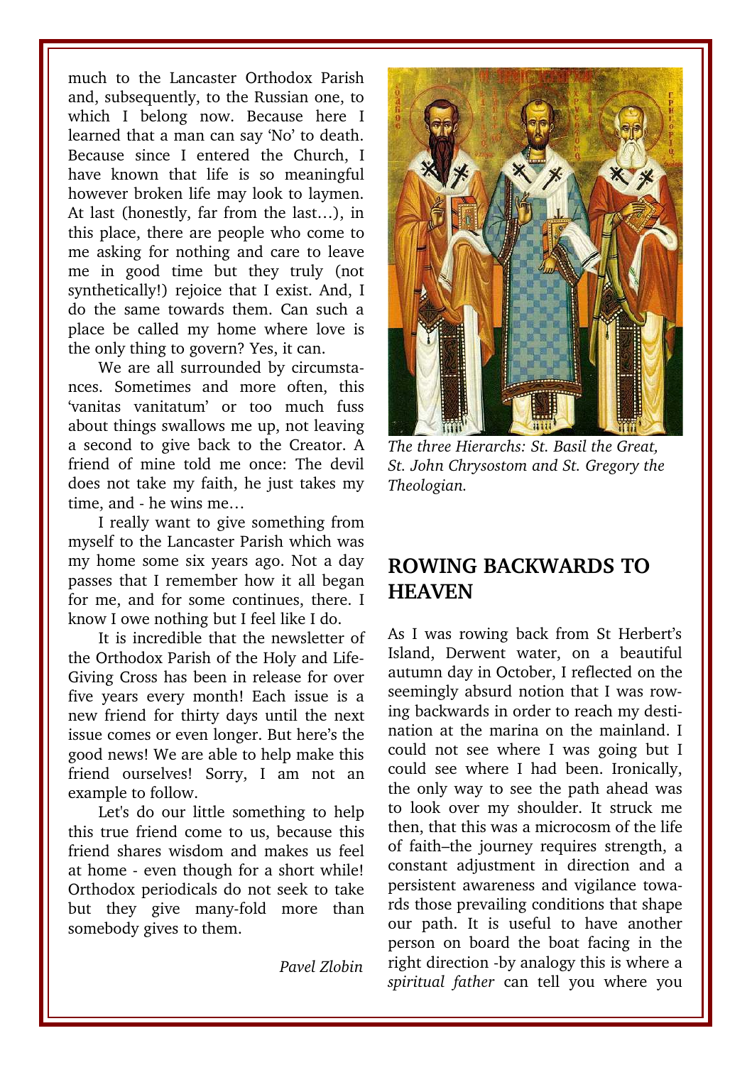much to the Lancaster Orthodox Parish and, subsequently, to the Russian one, to which I belong now. Because here I learned that a man can say 'No' to death. Because since I entered the Church, I have known that life is so meaningful however broken life may look to laymen. At last (honestly, far from the last…), in this place, there are people who come to me asking for nothing and care to leave me in good time but they truly (not synthetically!) rejoice that I exist. And, I do the same towards them. Can such a place be called my home where love is the only thing to govern? Yes, it can.

We are all surrounded by circumstances. Sometimes and more often, this 'vanitas vanitatum' or too much fuss about things swallows me up, not leaving a second to give back to the Creator. A friend of mine told me once: The devil does not take my faith, he just takes my time, and - he wins me…

I really want to give something from myself to the Lancaster Parish which was my home some six years ago. Not a day passes that I remember how it all began for me, and for some continues, there. I know I owe nothing but I feel like I do.

It is incredible that the newsletter of the Orthodox Parish of the Holy and Life-Giving Cross has been in release for over five years every month! Each issue is a new friend for thirty days until the next issue comes or even longer. But here's the good news! We are able to help make this friend ourselves! Sorry, I am not an example to follow.

Let's do our little something to help this true friend come to us, because this friend shares wisdom and makes us feel at home - even though for a short while! Orthodox periodicals do not seek to take but they give many-fold more than somebody gives to them.

*Pavel Zlobin*

*The three Hierarchs: St. Basil the Great, St. John Chrysostom and St. Gregory the Theologian.*

## ROWING BACKWARDS TO HEAVEN

As I was rowing back from St Herbert's Island, Derwent water, on a beautiful autumn day in October, I reflected on the seemingly absurd notion that I was rowing backwards in order to reach my destination at the marina on the mainland. I could not see where I was going but I could see where I had been. Ironically, the only way to see the path ahead was to look over my shoulder. It struck me then, that this was a microcosm of the life of faith–the journey requires strength, a constant adjustment in direction and a persistent awareness and vigilance towards those prevailing conditions that shape our path. It is useful to have another person on board the boat facing in the right direction -by analogy this is where a *spiritual father* can tell you where you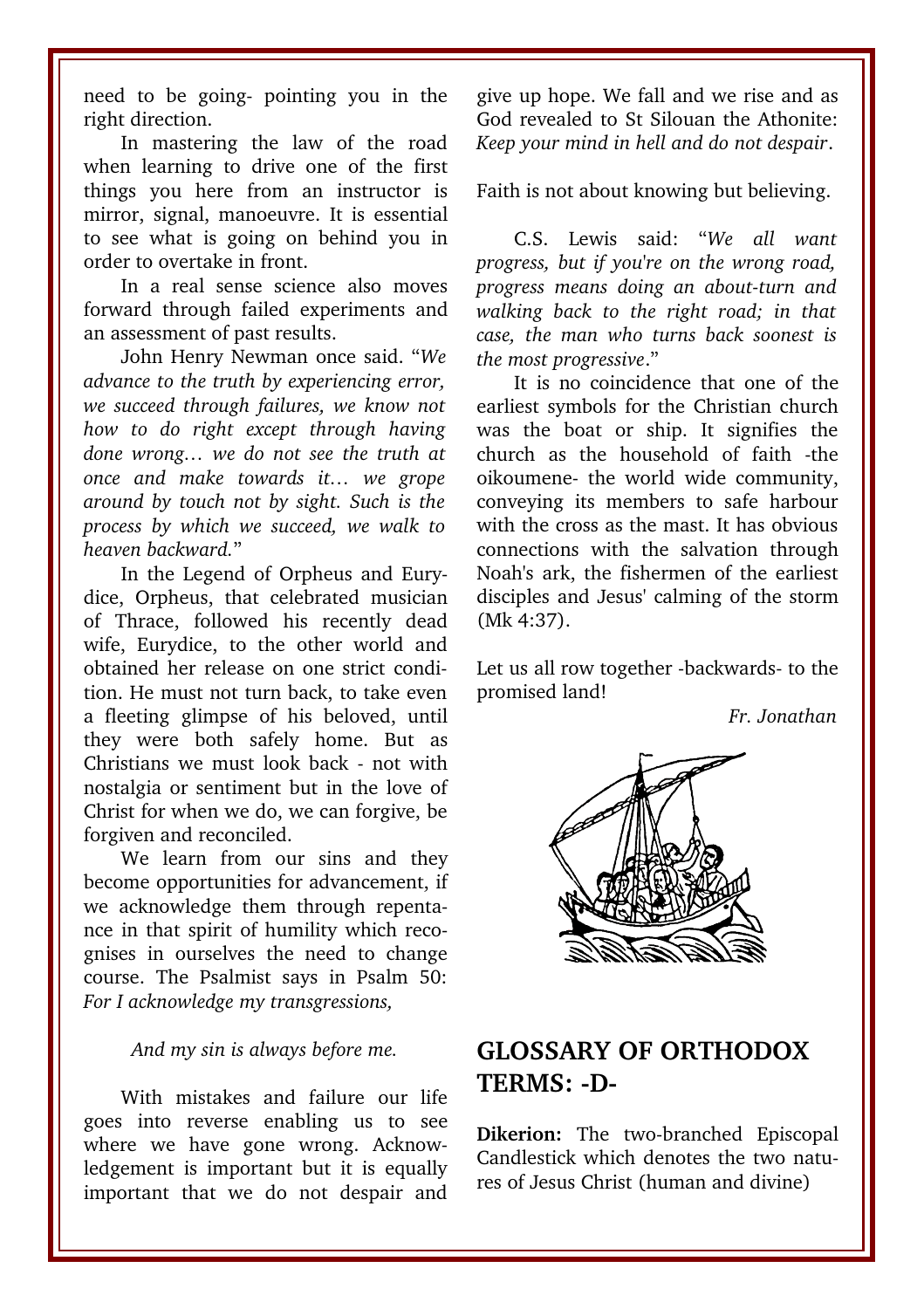need to be going- pointing you in the right direction.

In mastering the law of the road when learning to drive one of the first things you here from an instructor is mirror, signal, manoeuvre. It is essential to see what is going on behind you in order to overtake in front.

In a real sense science also moves forward through failed experiments and an assessment of past results.

John Henry Newman once said. "*We advance to the truth by experiencing error, we succeed through failures, we know not how to do right except through having done wrong… we do not see the truth at once and make towards it… we grope around by touch not by sight. Such is the process by which we succeed, we walk to heaven backward.*"

In the Legend of Orpheus and Eurydice, Orpheus, that celebrated musician of Thrace, followed his recently dead wife, Eurydice, to the other world and obtained her release on one strict condition. He must not turn back, to take even a fleeting glimpse of his beloved, until they were both safely home. But as Christians we must look back - not with nostalgia or sentiment but in the love of Christ for when we do, we can forgive, be forgiven and reconciled.

We learn from our sins and they become opportunities for advancement, if we acknowledge them through repentance in that spirit of humility which recognises in ourselves the need to change course. The Psalmist says in Psalm 50: *For I acknowledge my transgressions,*

*And my sin is always before me.*

With mistakes and failure our life goes into reverse enabling us to see where we have gone wrong. Acknowledgement is important but it is equally important that we do not despair and give up hope. We fall and we rise and as God revealed to St Silouan the Athonite: *Keep your mind in hell and do not despair*.

Faith is not about knowing but believing.

C.S. Lewis said: "*We all want progress, but if you're on the wrong road, progress means doing an about-turn and walking back to the right road; in that case, the man who turns back soonest is the most progressive*."

It is no coincidence that one of the earliest symbols for the Christian church was the boat or ship. It signifies the church as the household of faith -the oikoumene- the world wide community, conveying its members to safe harbour with the cross as the mast. It has obvious connections with the salvation through Noah's ark, the fishermen of the earliest disciples and Jesus' calming of the storm (Mk 4:37).

Let us all row together -backwards- to the promised land!

*Fr. Jonathan*

## GLOSSARY OF ORTHODOX TERMS: -D-

**Dikerion:** The two-branched Episcopal Candlestick which denotes the two natures of Jesus Christ (human and divine)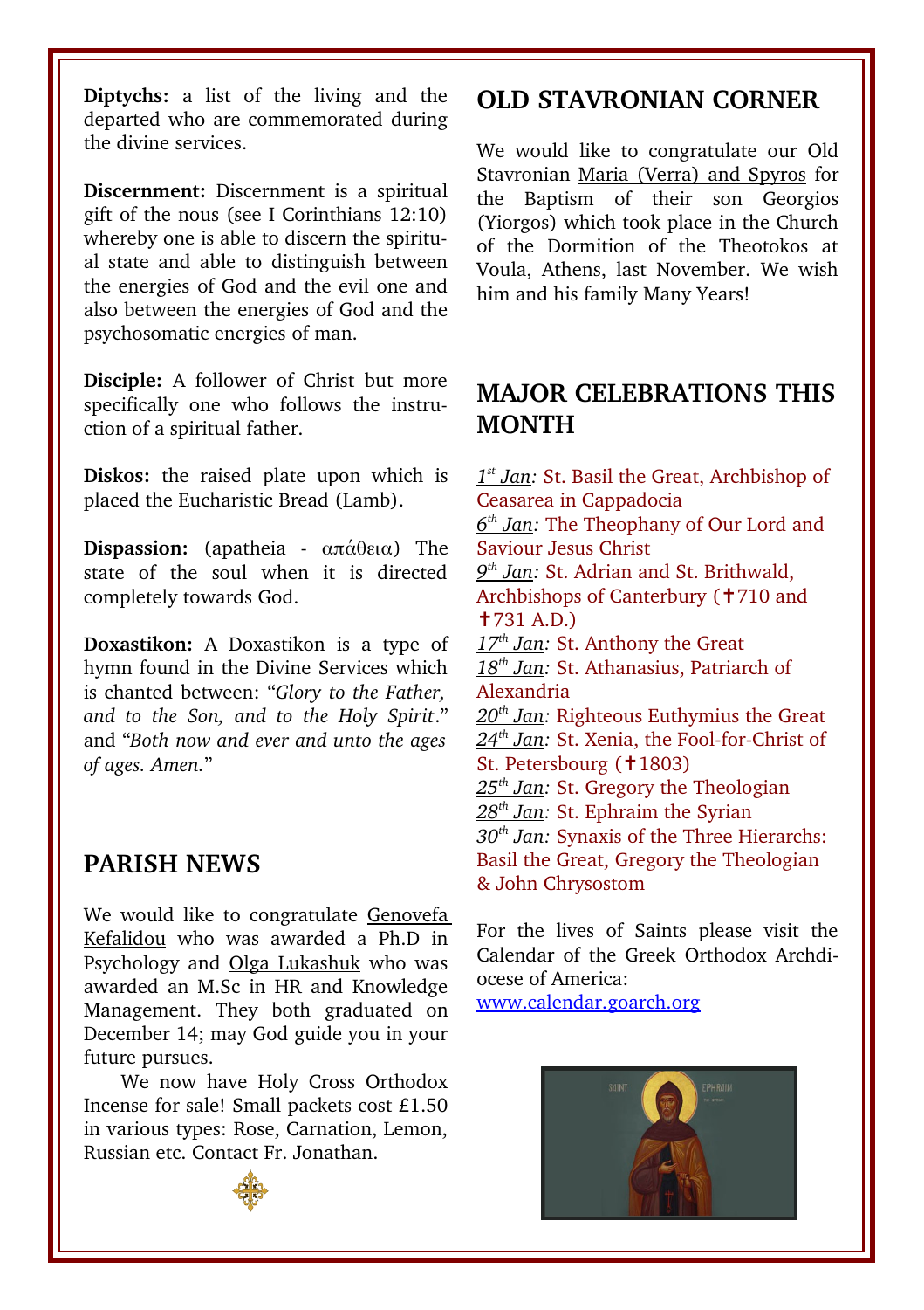**Diptychs:** a list of the living and the departed who are commemorated during the divine services.

**Discernment:** Discernment is a spiritual gift of the nous (see I Corinthians 12:10) whereby one is able to discern the spiritual state and able to distinguish between the energies of God and the evil one and also between the energies of God and the psychosomatic energies of man.

**Disciple:** A follower of Christ but more specifically one who follows the instruction of a spiritual father.

**Diskos:** the raised plate upon which is placed the Eucharistic Bread (Lamb).

**Dispassion:** (apatheia - απάθεια) The state of the soul when it is directed completely towards God.

**Doxastikon:** A Doxastikon is a type of hymn found in the Divine Services which is chanted between: "*Glory to the Father, and to the Son, and to the Holy Spirit*." and "*Both now and ever and unto the ages of ages. Amen.*"

## PARISH NEWS

We would like to congratulate Genovefa Kefalidou who was awarded a Ph.D in Psychology and Olga Lukashuk who was awarded an M.Sc in HR and Knowledge Management. They both graduated on December 14; may God guide you in your future pursues.

We now have Holy Cross Orthodox Incense for sale! Small packets cost £1.50 in various types: Rose, Carnation, Lemon, Russian etc. Contact Fr. Jonathan.

## OLD STAVRONIAN CORNER

We would like to congratulate our Old Stavronian Maria (Verra) and Spyros for the Baptism of their son Georgios (Yiorgos) which took place in the Church of the Dormition of the Theotokos at Voula, Athens, last November. We wish him and his family Many Years!

## MAJOR CELEBRATIONS THIS MONTH

*1st Jan*: St. Basil the Great, Archbishop of Ceasarea in Cappadocia
*6th Jan*: The Theophany of Our Lord and Saviour Jesus Christ
*9th Jan*: St. Adrian and St. Brithwald, Archbishops of Canterbury (✝710 and ✝731 A.D.)
*17th Jan*: St. Anthony the Great
*18th Jan*: St. Athanasius, Patriarch of Alexandria
*20th Jan*: Righteous Euthymius the Great
*24th Jan*: St. Xenia, the Fool-for-Christ of St. Petersbourg (✝1803)
*25th Jan*: St. Gregory the Theologian
*28th Jan*: St. Ephraim the Syrian
*30th Jan*: Synaxis of the Three Hierarchs: Basil the Great, Gregory the Theologian & John Chrysostom

For the lives of Saints please visit the Calendar of the Greek Orthodox Archdiocese of America:
www.calendar.goarch.org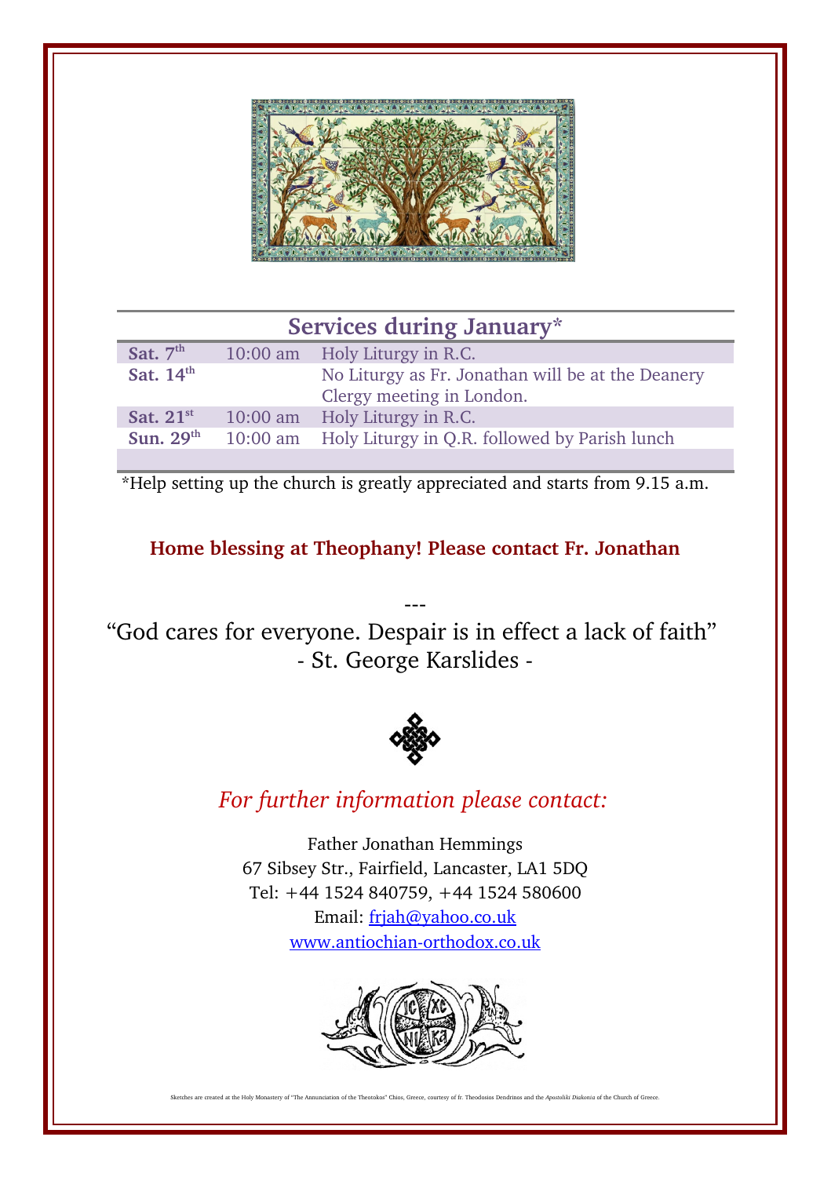## Services during January*

| | | |
|---|---|---|
| **Sat. 7th** | 10:00 am | Holy Liturgy in R.C. |
| **Sat. 14th** | | No Liturgy as Fr. Jonathan will be at the Deanery Clergy meeting in London. |
| **Sat. 21st** | 10:00 am | Holy Liturgy in R.C. |
| **Sun. 29th** | 10:00 am | Holy Liturgy in Q.R. followed by Parish lunch |

*Help setting up the church is greatly appreciated and starts from 9.15 a.m.

**Home blessing at Theophany! Please contact Fr. Jonathan**

---

"God cares for everyone. Despair is in effect a lack of faith"
- St. George Karslides -

*For further information please contact:*

Father Jonathan Hemmings
67 Sibsey Str., Fairfield, Lancaster, LA1 5DQ
Tel: +44 1524 840759, +44 1524 580600
Email: frjah@yahoo.co.uk
www.antiochian-orthodox.co.uk

Sketches are created at the Holy Monastery of "The Annunciation of the Theotokos" Chios, Greece, courtesy of fr. Theodosios Dendrinos and the *Apostoliki Diakonia* of the Church of Greece.